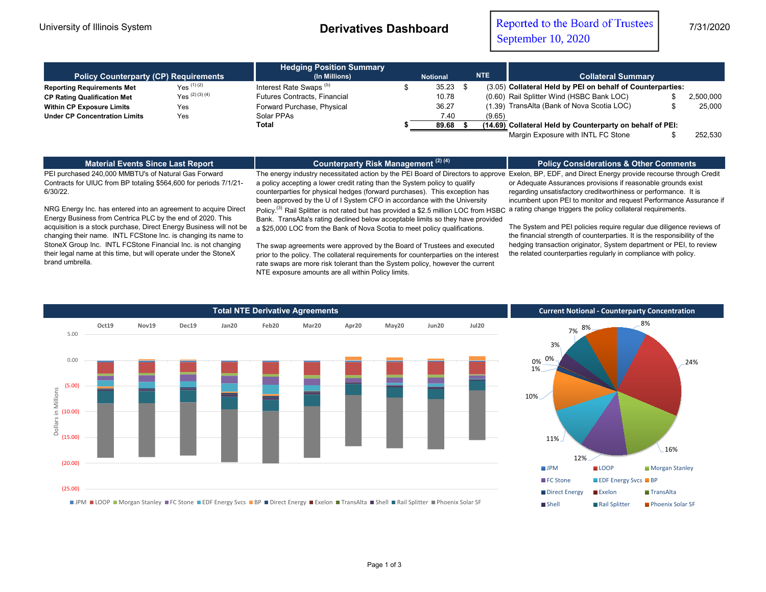University of Illinois System

# Derivatives Dashboard

Reported to the Board of Trustees
September 10, 2020

7/31/2020

## Policy Counterparty (CP) Requirements

| | |
|---|---|
| **Reporting Requirements Met** | Yes [1] [2] |
| **CP Rating Qualification Met** | Yes [2] [3] [4] |
| **Within CP Exposure Limits** | Yes |
| **Under CP Concentration Limits** | Yes |

## Hedging Position Summary (In Millions)

| | Notional | NTE |
|---|---|---|
| Interest Rate Swaps [5] | $ 35.23 | $ (3.05) |
| Futures Contracts, Financial | 10.78 | (0.60) |
| Forward Purchase, Physical | 36.27 | (1.39) |
| Solar PPAs | 7.40 | (9.65) |
| **Total** | **$ 89.68** | **$ (14.69)** |

## Collateral Summary

| | |
|---|---|
| **Collateral Held by PEI on behalf of Counterparties:** | |
| Rail Splitter Wind (HSBC Bank LOC) | $ 2,500,000 |
| TransAlta (Bank of Nova Scotia LOC) | $ 25,000 |
| **Collateral Held by Counterparty on behalf of PEI:** | |
| Margin Exposure with INTL FC Stone | $ 252,530 |

## Material Events Since Last Report

PEI purchased 240,000 MMBTU's of Natural Gas Forward Contracts for UIUC from BP totaling $564,600 for periods 7/1/21-6/30/22.

NRG Energy Inc. has entered into an agreement to acquire Direct Energy Business from Centrica PLC by the end of 2020. This acquisition is a stock purchase, Direct Energy Business will not be changing their name. INTL FCStone Inc. is changing its name to StoneX Group Inc. INTL FCStone Financial Inc. is not changing their legal name at this time, but will operate under the StoneX brand umbrella.

## Counterparty Risk Management [2] [4]

The energy industry necessitated action by the PEI Board of Directors to approve a policy accepting a lower credit rating than the System policy to qualify counterparties for physical hedges (forward purchases). This exception has been approved by the U of I System CFO in accordance with the University Policy.[3] Rail Splitter is not rated but has provided a $2.5 million LOC from HSBC Bank. TransAlta's rating declined below acceptable limits so they have provided a $25,000 LOC from the Bank of Nova Scotia to meet policy qualifications.

The swap agreements were approved by the Board of Trustees and executed prior to the policy. The collateral requirements for counterparties on the interest rate swaps are more risk tolerant than the System policy, however the current NTE exposure amounts are all within Policy limits.

## Policy Considerations & Other Comments

Exelon, BP, EDF, and Direct Energy provide recourse through Credit or Adequate Assurances provisions if reasonable grounds exist regarding unsatisfactory creditworthiness or performance. It is incumbent upon PEI to monitor and request Performance Assurance if a rating change triggers the policy collateral requirements.

The System and PEI policies require regular due diligence reviews of the financial strength of counterparties. It is the responsibility of the hedging transaction originator, System department or PEI, to review the related counterparties regularly in compliance with policy.

## Total NTE Derivative Agreements

Dollars in Millions; months Oct19, Nov19, Dec19, Jan20, Feb20, Mar20, Apr20, May20, Jun20, Jul20; axis 5.00 to (25.00).

Legend: JPM, LOOP, Morgan Stanley, FC Stone, EDF Energy Svcs, BP, Direct Energy, Exelon, TransAlta, Shell, Rail Splitter, Phoenix Solar SF

## Current Notional - Counterparty Concentration

| Counterparty | % |
|---|---|
| JPM | 8% |
| LOOP | 24% |
| Morgan Stanley | 16% |
| FC Stone | 12% |
| EDF Energy Svcs | 11% |
| BP | 10% |
| Direct Energy | 1% |
| Exelon | 0% |
| TransAlta | 0% |
| Shell | 3% |
| Rail Splitter | 7% |
| Phoenix Solar SF | 8% |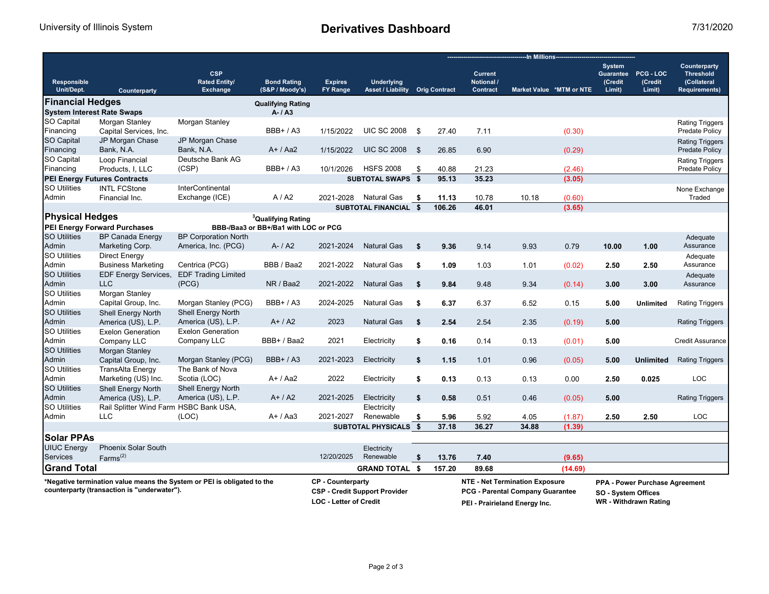University of Illinois System

# Derivatives Dashboard

7/31/2020

| Responsible Unit/Dept. | Counterparty | CSP Rated Entity/ Exchange | Bond Rating (S&P / Moody's) | Expires FY Range | Underlying Asset / Liability | Orig Contract | Current Notional / Contract | Market Value | *MTM or NTE | System Guarantee (Credit Limit) | PCG - LOC (Credit Limit) | Counterparty Threshold (Collateral Requirements) |
|---|---|---|---|---|---|---|---|---|---|---|---|---|
| | | | | | | In Millions | | | | | | |
| **Financial Hedges** | | | **Qualifying Rating** | | | | | | | | | |
| **System Interest Rate Swaps** | | | **A- / A3** | | | | | | | | | |
| SO Capital Financing | Morgan Stanley Capital Services, Inc. | Morgan Stanley | BBB+ / A3 | 1/15/2022 | UIC SC 2008 | $ 27.40 | 7.11 | | (0.30) | | | Rating Triggers Predate Policy |
| SO Capital Financing | JP Morgan Chase Bank, N.A. | JP Morgan Chase Bank, N.A. | A+ / Aa2 | 1/15/2022 | UIC SC 2008 | $ 26.85 | 6.90 | | (0.29) | | | Rating Triggers Predate Policy |
| SO Capital Financing | Loop Financial Products, I, LLC | Deutsche Bank AG (CSP) | BBB+ / A3 | 10/1/2026 | HSFS 2008 | $ 40.88 | 21.23 | | (2.46) | | | Rating Triggers Predate Policy |
| **PEI Energy Futures Contracts** | | | | | **SUBTOTAL SWAPS** | **$ 95.13** | **35.23** | | **(3.05)** | | | |
| SO Utilities Admin | INTL FCStone Financial Inc. | InterContinental Exchange (ICE) | A / A2 | 2021-2028 | Natural Gas | **$ 11.13** | 10.78 | 10.18 | (0.60) | | | None Exchange Traded |
| | | | | | **SUBTOTAL FINANCIAL** | **$ 106.26** | **46.01** | | **(3.65)** | | | |
| **Physical Hedges** | | | **Qualifying Rating[3]** | | | | | | | | | |
| **PEI Energy Forward Purchases** | | | **BBB-/Baa3 or BB+/Ba1 with LOC or PCG** | | | | | | | | | |
| SO Utilities Admin | BP Canada Energy Marketing Corp. | BP Corporation North America, Inc. (PCG) | A- / A2 | 2021-2024 | Natural Gas | **$ 9.36** | 9.14 | 9.93 | 0.79 | **10.00** | **1.00** | Adequate Assurance |
| SO Utilities Admin | Direct Energy Business Marketing | Centrica (PCG) | BBB / Baa2 | 2021-2022 | Natural Gas | **$ 1.09** | 1.03 | 1.01 | (0.02) | **2.50** | **2.50** | Adequate Assurance |
| SO Utilities Admin | EDF Energy Services, LLC | EDF Trading Limited (PCG) | NR / Baa2 | 2021-2022 | Natural Gas | **$ 9.84** | 9.48 | 9.34 | (0.14) | **3.00** | **3.00** | Adequate Assurance |
| SO Utilities Admin | Morgan Stanley Capital Group, Inc. | Morgan Stanley (PCG) | BBB+ / A3 | 2024-2025 | Natural Gas | **$ 6.37** | 6.37 | 6.52 | 0.15 | **5.00** | **Unlimited** | Rating Triggers |
| SO Utilities Admin | Shell Energy North America (US), L.P. | Shell Energy North America (US), L.P. | A+ / A2 | 2023 | Natural Gas | **$ 2.54** | 2.54 | 2.35 | (0.19) | **5.00** | | Rating Triggers |
| SO Utilities Admin | Exelon Generation Company LLC | Exelon Generation Company LLC | BBB+ / Baa2 | 2021 | Electricity | **$ 0.16** | 0.14 | 0.13 | (0.01) | **5.00** | | Credit Assurance |
| SO Utilities Admin | Morgan Stanley Capital Group, Inc. | Morgan Stanley (PCG) | BBB+ / A3 | 2021-2023 | Electricity | **$ 1.15** | 1.01 | 0.96 | (0.05) | **5.00** | **Unlimited** | Rating Triggers |
| SO Utilities Admin | TransAlta Energy Marketing (US) Inc. | The Bank of Nova Scotia (LOC) | A+ / Aa2 | 2022 | Electricity | **$ 0.13** | 0.13 | 0.13 | 0.00 | **2.50** | **0.025** | LOC |
| SO Utilities Admin | Shell Energy North America (US), L.P. | Shell Energy North America (US), L.P. | A+ / A2 | 2021-2025 | Electricity | **$ 0.58** | 0.51 | 0.46 | (0.05) | **5.00** | | Rating Triggers |
| SO Utilities Admin | Rail Splitter Wind Farm LLC | HSBC Bank USA, (LOC) | A+ / Aa3 | 2021-2027 | Electricity Renewable | **$ 5.96** | 5.92 | 4.05 | (1.87) | **2.50** | **2.50** | LOC |
| | | | | | **SUBTOTAL PHYSICALS** | **$ 37.18** | **36.27** | **34.88** | **(1.39)** | | | |
| **Solar PPAs** | | | | | | | | | | | | |
| UIUC Energy Services | Phoenix Solar South Farms[2] | | | 12/20/2025 | Electricity Renewable | **$ 13.76** | **7.40** | | **(9.65)** | | | |
| **Grand Total** | | | | | **GRAND TOTAL** | **$ 157.20** | **89.68** | | **(14.69)** | | | |

**\*Negative termination value means the System or PEI is obligated to the counterparty (transaction is "underwater").**

**CP - Counterparty**
**CSP - Credit Support Provider**
**LOC - Letter of Credit**

**NTE - Net Termination Exposure**
**PCG - Parental Company Guarantee**
**PEI - Prairieland Energy Inc.**

**PPA - Power Purchase Agreement**
**SO - System Offices**
**WR - Withdrawn Rating**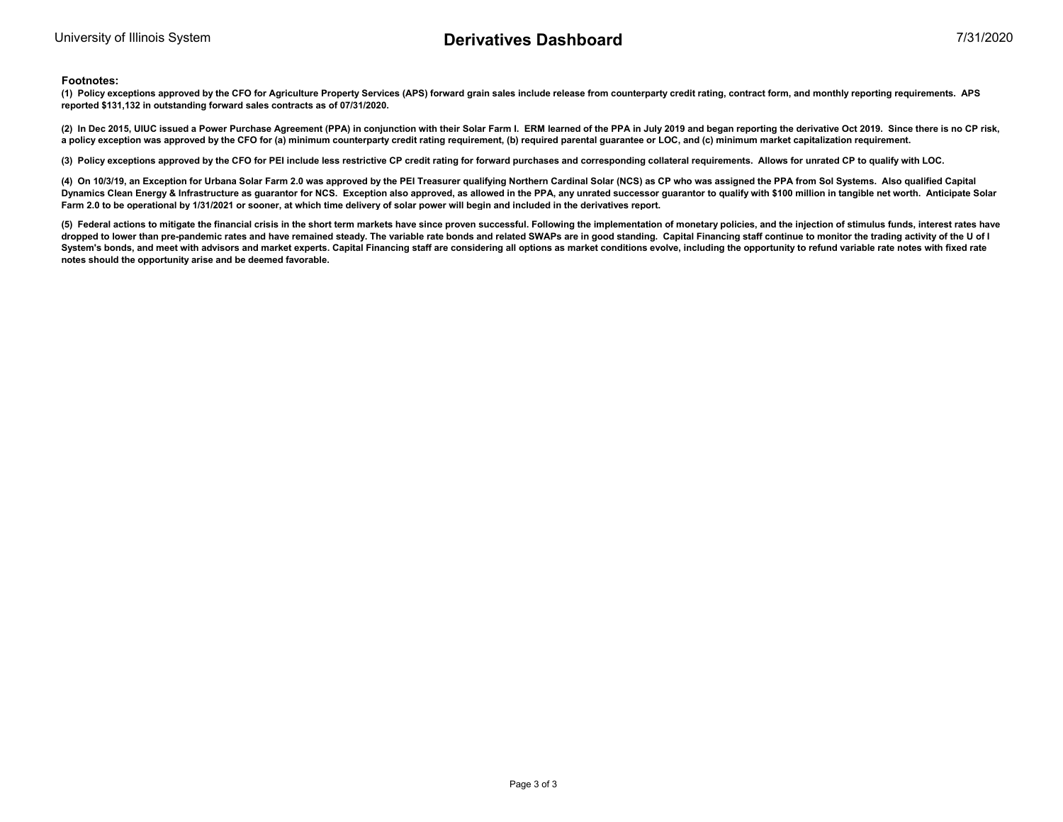**Footnotes:**

**(1) Policy exceptions approved by the CFO for Agriculture Property Services (APS) forward grain sales include release from counterparty credit rating, contract form, and monthly reporting requirements. APS reported $131,132 in outstanding forward sales contracts as of 07/31/2020.**

**(2) In Dec 2015, UIUC issued a Power Purchase Agreement (PPA) in conjunction with their Solar Farm I. ERM learned of the PPA in July 2019 and began reporting the derivative Oct 2019. Since there is no CP risk, a policy exception was approved by the CFO for (a) minimum counterparty credit rating requirement, (b) required parental guarantee or LOC, and (c) minimum market capitalization requirement.**

**(3) Policy exceptions approved by the CFO for PEI include less restrictive CP credit rating for forward purchases and corresponding collateral requirements. Allows for unrated CP to qualify with LOC.**

**(4) On 10/3/19, an Exception for Urbana Solar Farm 2.0 was approved by the PEI Treasurer qualifying Northern Cardinal Solar (NCS) as CP who was assigned the PPA from Sol Systems. Also qualified Capital Dynamics Clean Energy & Infrastructure as guarantor for NCS. Exception also approved, as allowed in the PPA, any unrated successor guarantor to qualify with $100 million in tangible net worth. Anticipate Solar Farm 2.0 to be operational by 1/31/2021 or sooner, at which time delivery of solar power will begin and included in the derivatives report.**

**(5) Federal actions to mitigate the financial crisis in the short term markets have since proven successful. Following the implementation of monetary policies, and the injection of stimulus funds, interest rates have dropped to lower than pre-pandemic rates and have remained steady. The variable rate bonds and related SWAPs are in good standing. Capital Financing staff continue to monitor the trading activity of the U of I System's bonds, and meet with advisors and market experts. Capital Financing staff are considering all options as market conditions evolve, including the opportunity to refund variable rate notes with fixed rate notes should the opportunity arise and be deemed favorable.**